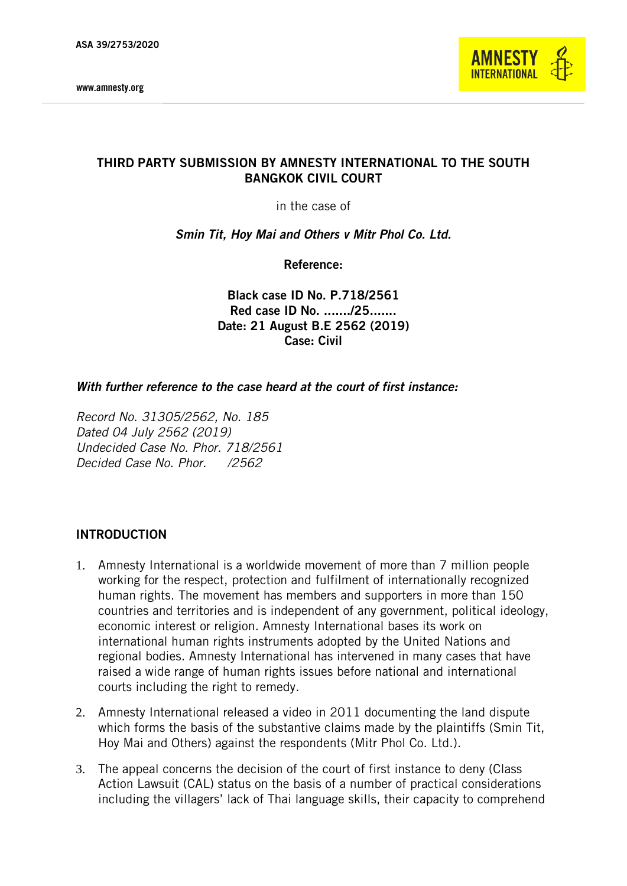ASA 39/2753/2020

www.amnesty.org

## THIRD PARTY SUBMISSION BY AMNESTY INTERNATIONAL TO THE SOUTH BANGKOK CIVIL COURT

in the case of

***Smin Tit, Hoy Mai and Others v Mitr Phol Co. Ltd.***

**Reference:**

**Black case ID No. P.718/2561**
**Red case ID No. ……./25…….**
**Date: 21 August B.E 2562 (2019)**
**Case: Civil**

***With further reference to the case heard at the court of first instance:***

*Record No. 31305/2562, No. 185*
*Dated 04 July 2562 (2019)*
*Undecided Case No. Phor. 718/2561*
*Decided Case No. Phor. /2562*

## INTRODUCTION

1. Amnesty International is a worldwide movement of more than 7 million people working for the respect, protection and fulfilment of internationally recognized human rights. The movement has members and supporters in more than 150 countries and territories and is independent of any government, political ideology, economic interest or religion. Amnesty International bases its work on international human rights instruments adopted by the United Nations and regional bodies. Amnesty International has intervened in many cases that have raised a wide range of human rights issues before national and international courts including the right to remedy.

2. Amnesty International released a video in 2011 documenting the land dispute which forms the basis of the substantive claims made by the plaintiffs (Smin Tit, Hoy Mai and Others) against the respondents (Mitr Phol Co. Ltd.).

3. The appeal concerns the decision of the court of first instance to deny (Class Action Lawsuit (CAL) status on the basis of a number of practical considerations including the villagers' lack of Thai language skills, their capacity to comprehend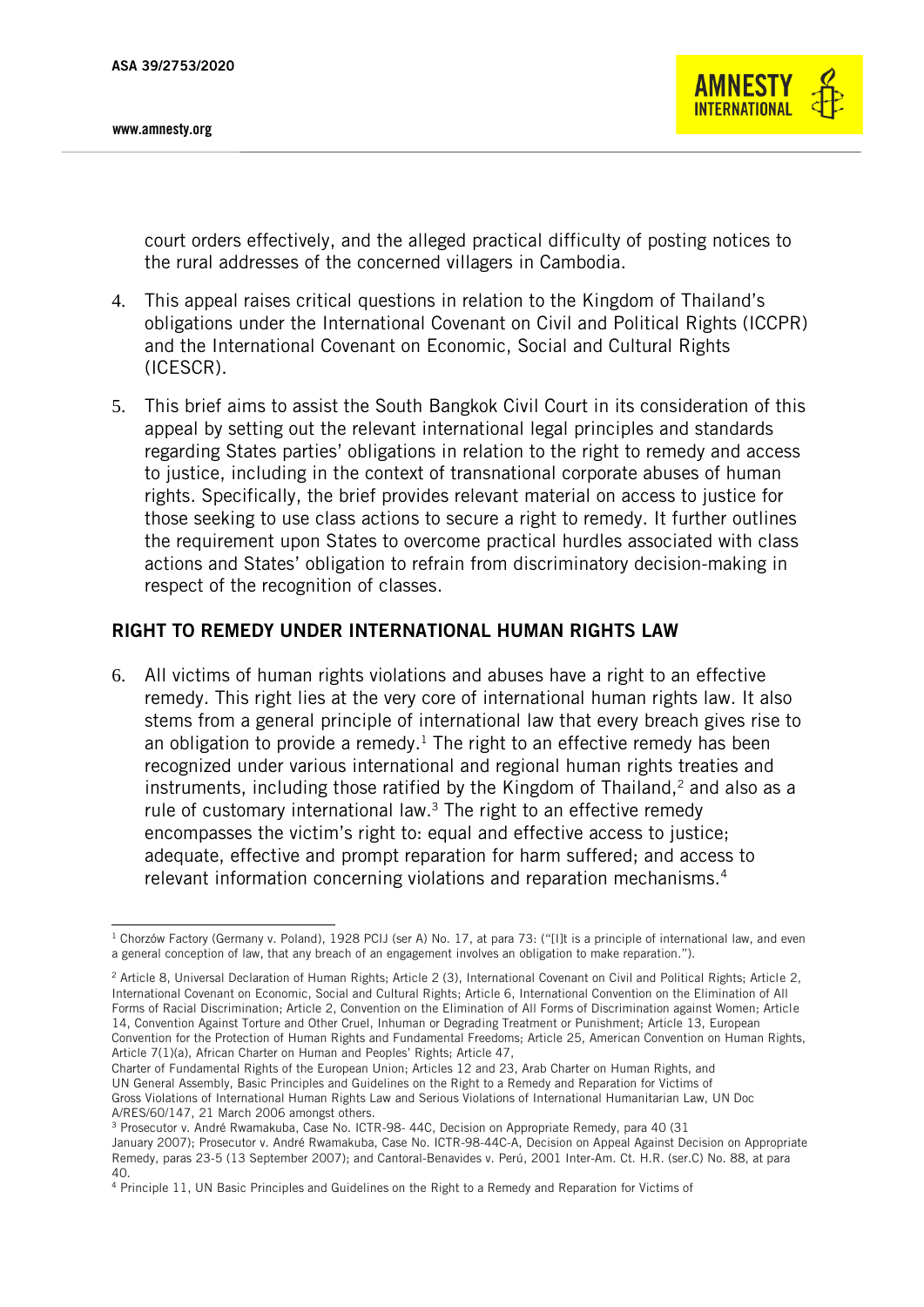court orders effectively, and the alleged practical difficulty of posting notices to the rural addresses of the concerned villagers in Cambodia.

4. This appeal raises critical questions in relation to the Kingdom of Thailand's obligations under the International Covenant on Civil and Political Rights (ICCPR) and the International Covenant on Economic, Social and Cultural Rights (ICESCR).

5. This brief aims to assist the South Bangkok Civil Court in its consideration of this appeal by setting out the relevant international legal principles and standards regarding States parties' obligations in relation to the right to remedy and access to justice, including in the context of transnational corporate abuses of human rights. Specifically, the brief provides relevant material on access to justice for those seeking to use class actions to secure a right to remedy. It further outlines the requirement upon States to overcome practical hurdles associated with class actions and States' obligation to refrain from discriminatory decision-making in respect of the recognition of classes.

## RIGHT TO REMEDY UNDER INTERNATIONAL HUMAN RIGHTS LAW

6. All victims of human rights violations and abuses have a right to an effective remedy. This right lies at the very core of international human rights law. It also stems from a general principle of international law that every breach gives rise to an obligation to provide a remedy.[1] The right to an effective remedy has been recognized under various international and regional human rights treaties and instruments, including those ratified by the Kingdom of Thailand,[2] and also as a rule of customary international law.[3] The right to an effective remedy encompasses the victim's right to: equal and effective access to justice; adequate, effective and prompt reparation for harm suffered; and access to relevant information concerning violations and reparation mechanisms.[4]

---

[1] Chorzów Factory (Germany v. Poland), 1928 PCIJ (ser A) No. 17, at para 73: ("[I]t is a principle of international law, and even a general conception of law, that any breach of an engagement involves an obligation to make reparation.").

[2] Article 8, Universal Declaration of Human Rights; Article 2 (3), International Covenant on Civil and Political Rights; Article 2, International Covenant on Economic, Social and Cultural Rights; Article 6, International Convention on the Elimination of All Forms of Racial Discrimination; Article 2, Convention on the Elimination of All Forms of Discrimination against Women; Article 14, Convention Against Torture and Other Cruel, Inhuman or Degrading Treatment or Punishment; Article 13, European Convention for the Protection of Human Rights and Fundamental Freedoms; Article 25, American Convention on Human Rights, Article 7(1)(a), African Charter on Human and Peoples' Rights; Article 47, Charter of Fundamental Rights of the European Union; Articles 12 and 23, Arab Charter on Human Rights, and UN General Assembly, Basic Principles and Guidelines on the Right to a Remedy and Reparation for Victims of Gross Violations of International Human Rights Law and Serious Violations of International Humanitarian Law, UN Doc A/RES/60/147, 21 March 2006 amongst others.

[3] Prosecutor v. André Rwamakuba, Case No. ICTR-98- 44C, Decision on Appropriate Remedy, para 40 (31 January 2007); Prosecutor v. André Rwamakuba, Case No. ICTR-98-44C-A, Decision on Appeal Against Decision on Appropriate Remedy, paras 23-5 (13 September 2007); and Cantoral-Benavides v. Perú, 2001 Inter-Am. Ct. H.R. (ser.C) No. 88, at para 40.

[4] Principle 11, UN Basic Principles and Guidelines on the Right to a Remedy and Reparation for Victims of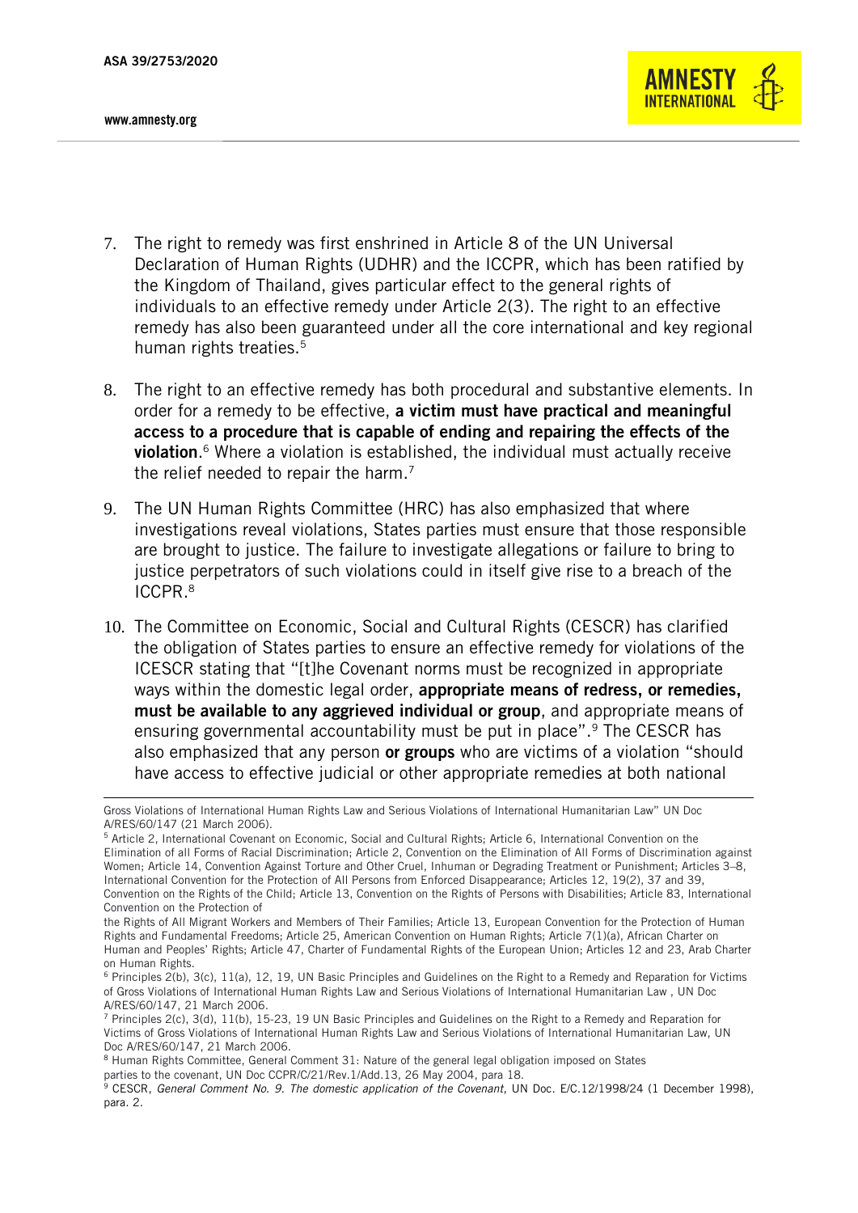7. The right to remedy was first enshrined in Article 8 of the UN Universal Declaration of Human Rights (UDHR) and the ICCPR, which has been ratified by the Kingdom of Thailand, gives particular effect to the general rights of individuals to an effective remedy under Article 2(3). The right to an effective remedy has also been guaranteed under all the core international and key regional human rights treaties.[5]

8. The right to an effective remedy has both procedural and substantive elements. In order for a remedy to be effective, **a victim must have practical and meaningful access to a procedure that is capable of ending and repairing the effects of the violation**.[6] Where a violation is established, the individual must actually receive the relief needed to repair the harm.[7]

9. The UN Human Rights Committee (HRC) has also emphasized that where investigations reveal violations, States parties must ensure that those responsible are brought to justice. The failure to investigate allegations or failure to bring to justice perpetrators of such violations could in itself give rise to a breach of the ICCPR.[8]

10. The Committee on Economic, Social and Cultural Rights (CESCR) has clarified the obligation of States parties to ensure an effective remedy for violations of the ICESCR stating that "[t]he Covenant norms must be recognized in appropriate ways within the domestic legal order, **appropriate means of redress, or remedies, must be available to any aggrieved individual or group**, and appropriate means of ensuring governmental accountability must be put in place".[9] The CESCR has also emphasized that any person **or groups** who are victims of a violation "should have access to effective judicial or other appropriate remedies at both national

---

Gross Violations of International Human Rights Law and Serious Violations of International Humanitarian Law" UN Doc A/RES/60/147 (21 March 2006).

[5] Article 2, International Covenant on Economic, Social and Cultural Rights; Article 6, International Convention on the Elimination of all Forms of Racial Discrimination; Article 2, Convention on the Elimination of All Forms of Discrimination against Women; Article 14, Convention Against Torture and Other Cruel, Inhuman or Degrading Treatment or Punishment; Articles 3–8, International Convention for the Protection of All Persons from Enforced Disappearance; Articles 12, 19(2), 37 and 39, Convention on the Rights of the Child; Article 13, Convention on the Rights of Persons with Disabilities; Article 83, International Convention on the Protection of the Rights of All Migrant Workers and Members of Their Families; Article 13, European Convention for the Protection of Human Rights and Fundamental Freedoms; Article 25, American Convention on Human Rights; Article 7(1)(a), African Charter on Human and Peoples' Rights; Article 47, Charter of Fundamental Rights of the European Union; Articles 12 and 23, Arab Charter on Human Rights.

[6] Principles 2(b), 3(c), 11(a), 12, 19, UN Basic Principles and Guidelines on the Right to a Remedy and Reparation for Victims of Gross Violations of International Human Rights Law and Serious Violations of International Humanitarian Law , UN Doc A/RES/60/147, 21 March 2006.

[7] Principles 2(c), 3(d), 11(b), 15-23, 19 UN Basic Principles and Guidelines on the Right to a Remedy and Reparation for Victims of Gross Violations of International Human Rights Law and Serious Violations of International Humanitarian Law, UN Doc A/RES/60/147, 21 March 2006.

[8] Human Rights Committee, General Comment 31: Nature of the general legal obligation imposed on States parties to the covenant, UN Doc CCPR/C/21/Rev.1/Add.13, 26 May 2004, para 18.

[9] CESCR, *General Comment No. 9. The domestic application of the Covenant*, UN Doc. E/C.12/1998/24 (1 December 1998), para. 2.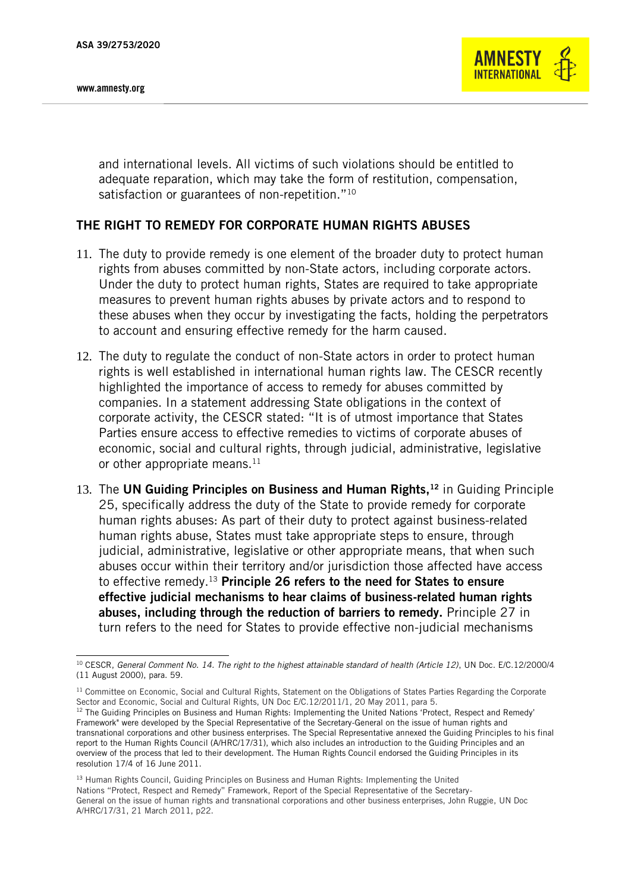and international levels. All victims of such violations should be entitled to adequate reparation, which may take the form of restitution, compensation, satisfaction or guarantees of non-repetition."[10]

## THE RIGHT TO REMEDY FOR CORPORATE HUMAN RIGHTS ABUSES

11. The duty to provide remedy is one element of the broader duty to protect human rights from abuses committed by non-State actors, including corporate actors. Under the duty to protect human rights, States are required to take appropriate measures to prevent human rights abuses by private actors and to respond to these abuses when they occur by investigating the facts, holding the perpetrators to account and ensuring effective remedy for the harm caused.

12. The duty to regulate the conduct of non-State actors in order to protect human rights is well established in international human rights law. The CESCR recently highlighted the importance of access to remedy for abuses committed by companies. In a statement addressing State obligations in the context of corporate activity, the CESCR stated: "It is of utmost importance that States Parties ensure access to effective remedies to victims of corporate abuses of economic, social and cultural rights, through judicial, administrative, legislative or other appropriate means.[11]

13. The **UN Guiding Principles on Business and Human Rights,**[12] in Guiding Principle 25, specifically address the duty of the State to provide remedy for corporate human rights abuses: As part of their duty to protect against business-related human rights abuse, States must take appropriate steps to ensure, through judicial, administrative, legislative or other appropriate means, that when such abuses occur within their territory and/or jurisdiction those affected have access to effective remedy.[13] **Principle 26 refers to the need for States to ensure effective judicial mechanisms to hear claims of business-related human rights abuses, including through the reduction of barriers to remedy.** Principle 27 in turn refers to the need for States to provide effective non-judicial mechanisms

---

[10] CESCR, *General Comment No. 14. The right to the highest attainable standard of health (Article 12)*, UN Doc. E/C.12/2000/4 (11 August 2000), para. 59.

[11] Committee on Economic, Social and Cultural Rights, Statement on the Obligations of States Parties Regarding the Corporate Sector and Economic, Social and Cultural Rights, UN Doc E/C.12/2011/1, 20 May 2011, para 5.

[12] The Guiding Principles on Business and Human Rights: Implementing the United Nations 'Protect, Respect and Remedy' Framework" were developed by the Special Representative of the Secretary-General on the issue of human rights and transnational corporations and other business enterprises. The Special Representative annexed the Guiding Principles to his final report to the Human Rights Council (A/HRC/17/31), which also includes an introduction to the Guiding Principles and an overview of the process that led to their development. The Human Rights Council endorsed the Guiding Principles in its resolution 17/4 of 16 June 2011.

[13] Human Rights Council, Guiding Principles on Business and Human Rights: Implementing the United Nations "Protect, Respect and Remedy" Framework, Report of the Special Representative of the Secretary-General on the issue of human rights and transnational corporations and other business enterprises, John Ruggie, UN Doc A/HRC/17/31, 21 March 2011, p22.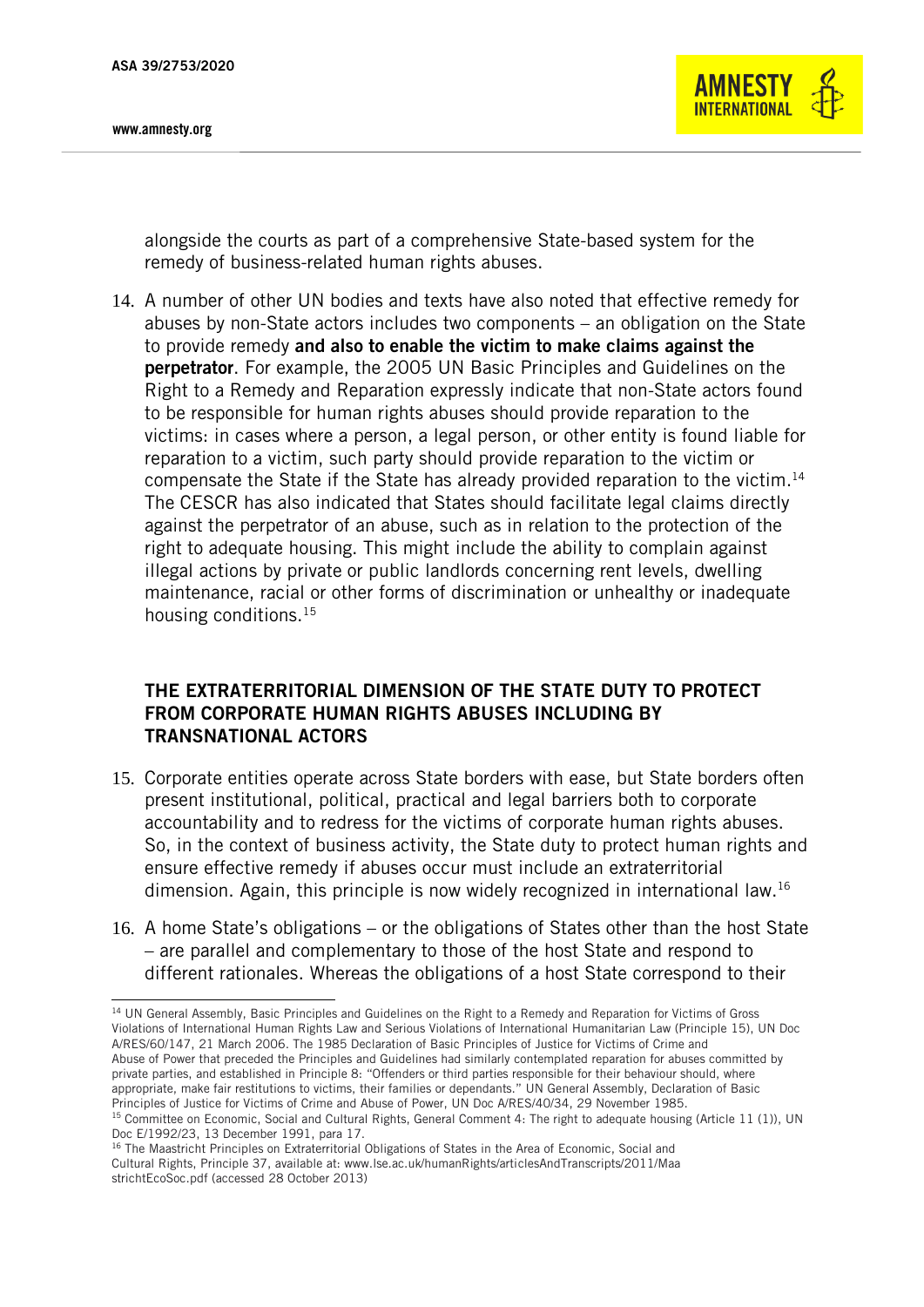alongside the courts as part of a comprehensive State-based system for the remedy of business-related human rights abuses.

14. A number of other UN bodies and texts have also noted that effective remedy for abuses by non-State actors includes two components – an obligation on the State to provide remedy **and also to enable the victim to make claims against the perpetrator**. For example, the 2005 UN Basic Principles and Guidelines on the Right to a Remedy and Reparation expressly indicate that non-State actors found to be responsible for human rights abuses should provide reparation to the victims: in cases where a person, a legal person, or other entity is found liable for reparation to a victim, such party should provide reparation to the victim or compensate the State if the State has already provided reparation to the victim.[14] The CESCR has also indicated that States should facilitate legal claims directly against the perpetrator of an abuse, such as in relation to the protection of the right to adequate housing. This might include the ability to complain against illegal actions by private or public landlords concerning rent levels, dwelling maintenance, racial or other forms of discrimination or unhealthy or inadequate housing conditions.[15]

## THE EXTRATERRITORIAL DIMENSION OF THE STATE DUTY TO PROTECT FROM CORPORATE HUMAN RIGHTS ABUSES INCLUDING BY TRANSNATIONAL ACTORS

15. Corporate entities operate across State borders with ease, but State borders often present institutional, political, practical and legal barriers both to corporate accountability and to redress for the victims of corporate human rights abuses. So, in the context of business activity, the State duty to protect human rights and ensure effective remedy if abuses occur must include an extraterritorial dimension. Again, this principle is now widely recognized in international law.[16]

16. A home State's obligations – or the obligations of States other than the host State – are parallel and complementary to those of the host State and respond to different rationales. Whereas the obligations of a host State correspond to their

---

[14] UN General Assembly, Basic Principles and Guidelines on the Right to a Remedy and Reparation for Victims of Gross Violations of International Human Rights Law and Serious Violations of International Humanitarian Law (Principle 15), UN Doc A/RES/60/147, 21 March 2006. The 1985 Declaration of Basic Principles of Justice for Victims of Crime and Abuse of Power that preceded the Principles and Guidelines had similarly contemplated reparation for abuses committed by private parties, and established in Principle 8: "Offenders or third parties responsible for their behaviour should, where appropriate, make fair restitutions to victims, their families or dependants." UN General Assembly, Declaration of Basic Principles of Justice for Victims of Crime and Abuse of Power, UN Doc A/RES/40/34, 29 November 1985.

[15] Committee on Economic, Social and Cultural Rights, General Comment 4: The right to adequate housing (Article 11 (1)), UN Doc E/1992/23, 13 December 1991, para 17.

[16] The Maastricht Principles on Extraterritorial Obligations of States in the Area of Economic, Social and Cultural Rights, Principle 37, available at: www.lse.ac.uk/humanRights/articlesAndTranscripts/2011/Maa strichtEcoSoc.pdf (accessed 28 October 2013)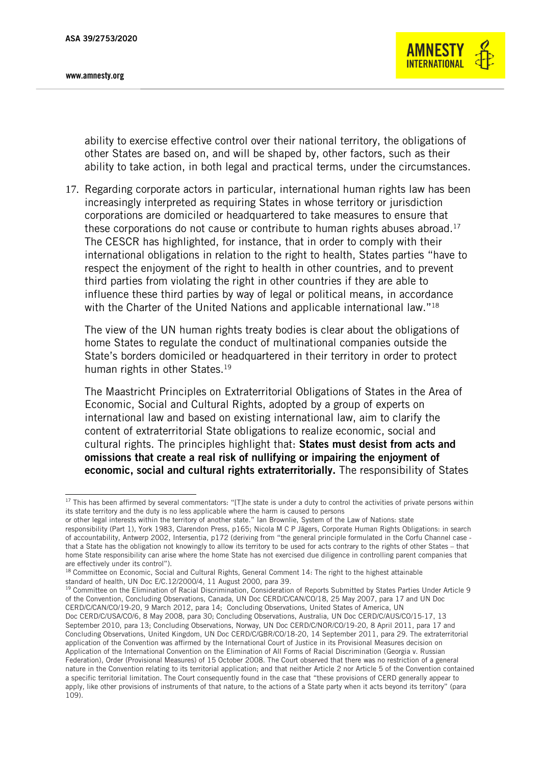ability to exercise effective control over their national territory, the obligations of other States are based on, and will be shaped by, other factors, such as their ability to take action, in both legal and practical terms, under the circumstances.

17. Regarding corporate actors in particular, international human rights law has been increasingly interpreted as requiring States in whose territory or jurisdiction corporations are domiciled or headquartered to take measures to ensure that these corporations do not cause or contribute to human rights abuses abroad.[17] The CESCR has highlighted, for instance, that in order to comply with their international obligations in relation to the right to health, States parties "have to respect the enjoyment of the right to health in other countries, and to prevent third parties from violating the right in other countries if they are able to influence these third parties by way of legal or political means, in accordance with the Charter of the United Nations and applicable international law."[18]

    The view of the UN human rights treaty bodies is clear about the obligations of home States to regulate the conduct of multinational companies outside the State's borders domiciled or headquartered in their territory in order to protect human rights in other States.[19]

    The Maastricht Principles on Extraterritorial Obligations of States in the Area of Economic, Social and Cultural Rights, adopted by a group of experts on international law and based on existing international law, aim to clarify the content of extraterritorial State obligations to realize economic, social and cultural rights. The principles highlight that: **States must desist from acts and omissions that create a real risk of nullifying or impairing the enjoyment of economic, social and cultural rights extraterritorially.** The responsibility of States

---

[17] This has been affirmed by several commentators: "[T]he state is under a duty to control the activities of private persons within its state territory and the duty is no less applicable where the harm is caused to persons or other legal interests within the territory of another state." Ian Brownlie, System of the Law of Nations: state responsibility (Part 1), York 1983, Clarendon Press, p165; Nicola M C P Jägers, Corporate Human Rights Obligations: in search of accountability, Antwerp 2002, Intersentia, p172 (deriving from "the general principle formulated in the Corfu Channel case - that a State has the obligation not knowingly to allow its territory to be used for acts contrary to the rights of other States – that home State responsibility can arise where the home State has not exercised due diligence in controlling parent companies that are effectively under its control").

[18] Committee on Economic, Social and Cultural Rights, General Comment 14: The right to the highest attainable standard of health, UN Doc E/C.12/2000/4, 11 August 2000, para 39.

[19] Committee on the Elimination of Racial Discrimination, Consideration of Reports Submitted by States Parties Under Article 9 of the Convention, Concluding Observations, Canada, UN Doc CERD/C/CAN/CO/18, 25 May 2007, para 17 and UN Doc CERD/C/CAN/CO/19-20, 9 March 2012, para 14; Concluding Observations, United States of America, UN Doc CERD/C/USA/CO/6, 8 May 2008, para 30; Concluding Observations, Australia, UN Doc CERD/C/AUS/CO/15-17, 13 September 2010, para 13; Concluding Observations, Norway, UN Doc CERD/C/NOR/CO/19-20, 8 April 2011, para 17 and Concluding Observations, United Kingdom, UN Doc CERD/C/GBR/CO/18-20, 14 September 2011, para 29. The extraterritorial application of the Convention was affirmed by the International Court of Justice in its Provisional Measures decision on Application of the International Convention on the Elimination of All Forms of Racial Discrimination (Georgia v. Russian Federation), Order (Provisional Measures) of 15 October 2008. The Court observed that there was no restriction of a general nature in the Convention relating to its territorial application; and that neither Article 2 nor Article 5 of the Convention contained a specific territorial limitation. The Court consequently found in the case that "these provisions of CERD generally appear to apply, like other provisions of instruments of that nature, to the actions of a State party when it acts beyond its territory" (para 109).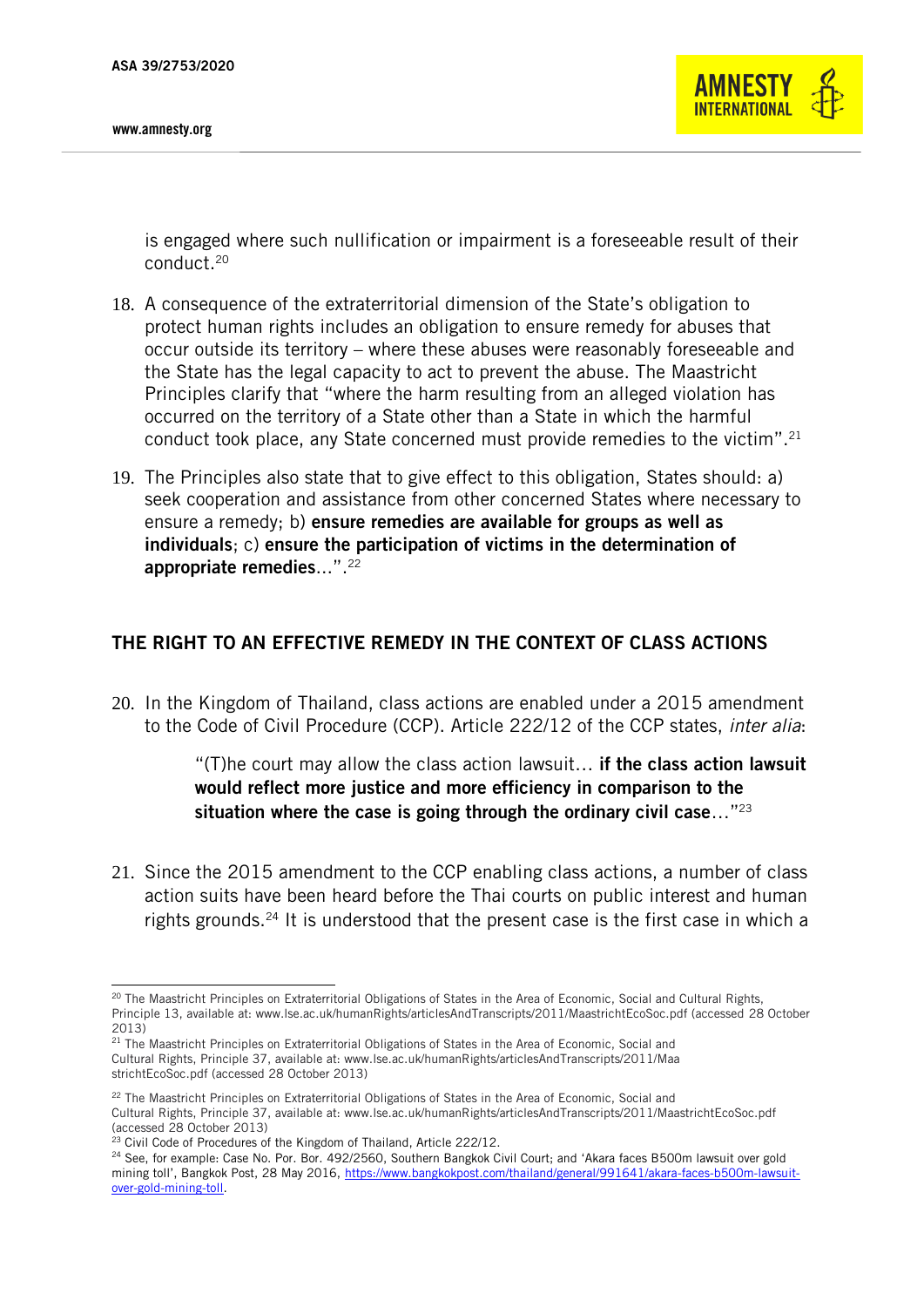is engaged where such nullification or impairment is a foreseeable result of their conduct.[20]

18. A consequence of the extraterritorial dimension of the State's obligation to protect human rights includes an obligation to ensure remedy for abuses that occur outside its territory – where these abuses were reasonably foreseeable and the State has the legal capacity to act to prevent the abuse. The Maastricht Principles clarify that "where the harm resulting from an alleged violation has occurred on the territory of a State other than a State in which the harmful conduct took place, any State concerned must provide remedies to the victim".[21]

19. The Principles also state that to give effect to this obligation, States should: a) seek cooperation and assistance from other concerned States where necessary to ensure a remedy; b) **ensure remedies are available for groups as well as individuals**; c) **ensure the participation of victims in the determination of appropriate remedies**…".[22]

## THE RIGHT TO AN EFFECTIVE REMEDY IN THE CONTEXT OF CLASS ACTIONS

20. In the Kingdom of Thailand, class actions are enabled under a 2015 amendment to the Code of Civil Procedure (CCP). Article 222/12 of the CCP states, *inter alia*:

> "(T)he court may allow the class action lawsuit… **if the class action lawsuit would reflect more justice and more efficiency in comparison to the situation where the case is going through the ordinary civil case**…"[23]

21. Since the 2015 amendment to the CCP enabling class actions, a number of class action suits have been heard before the Thai courts on public interest and human rights grounds.[24] It is understood that the present case is the first case in which a

---

[20] The Maastricht Principles on Extraterritorial Obligations of States in the Area of Economic, Social and Cultural Rights, Principle 13, available at: www.lse.ac.uk/humanRights/articlesAndTranscripts/2011/MaastrichtEcoSoc.pdf (accessed 28 October 2013)

[21] The Maastricht Principles on Extraterritorial Obligations of States in the Area of Economic, Social and Cultural Rights, Principle 37, available at: www.lse.ac.uk/humanRights/articlesAndTranscripts/2011/MaastrichtEcoSoc.pdf (accessed 28 October 2013)

[22] The Maastricht Principles on Extraterritorial Obligations of States in the Area of Economic, Social and Cultural Rights, Principle 37, available at: www.lse.ac.uk/humanRights/articlesAndTranscripts/2011/MaastrichtEcoSoc.pdf (accessed 28 October 2013)

[23] Civil Code of Procedures of the Kingdom of Thailand, Article 222/12.

[24] See, for example: Case No. Por. Bor. 492/2560, Southern Bangkok Civil Court; and 'Akara faces B500m lawsuit over gold mining toll', Bangkok Post, 28 May 2016, https://www.bangkokpost.com/thailand/general/991641/akara-faces-b500m-lawsuit-over-gold-mining-toll.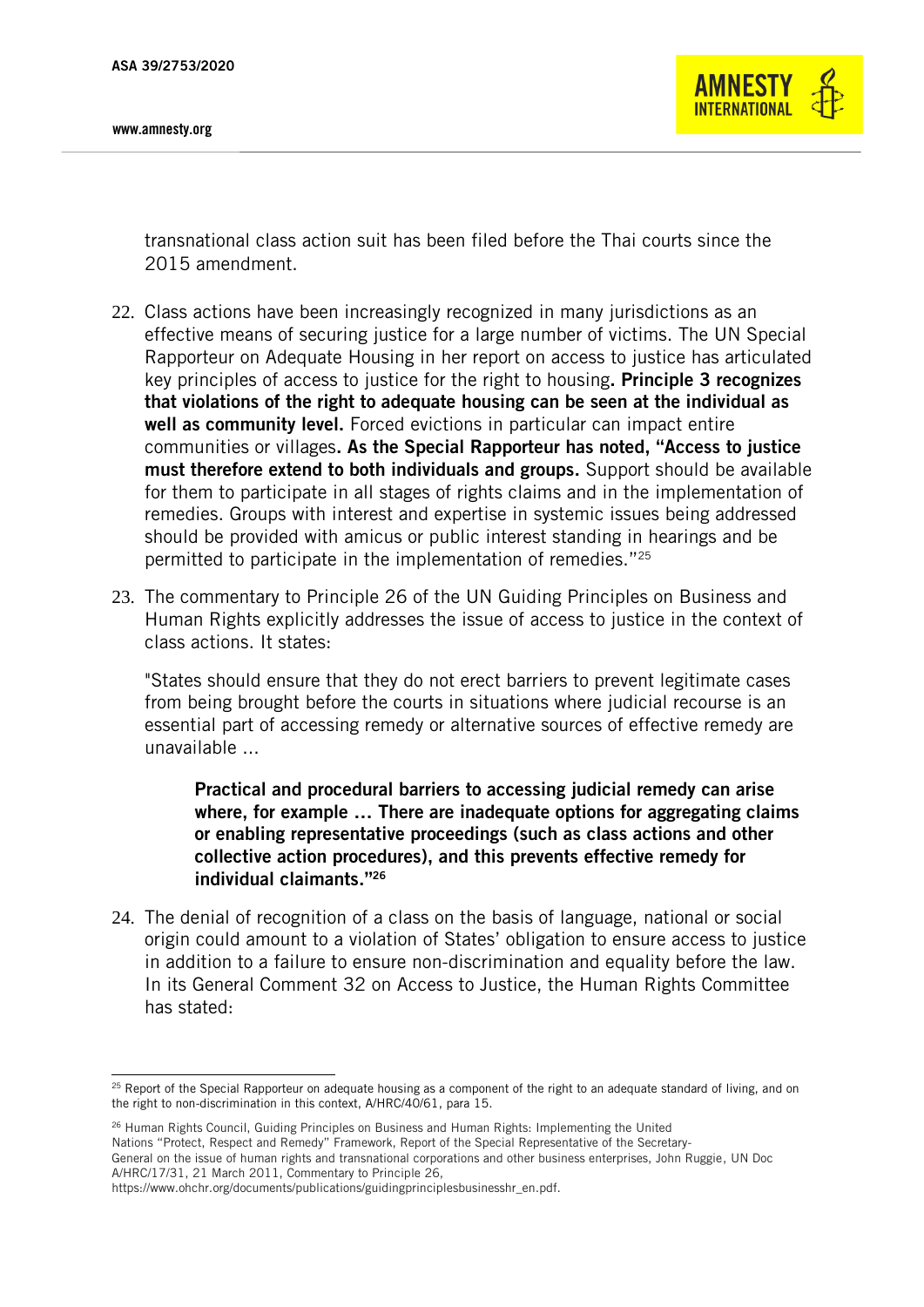transnational class action suit has been filed before the Thai courts since the 2015 amendment.

22. Class actions have been increasingly recognized in many jurisdictions as an effective means of securing justice for a large number of victims. The UN Special Rapporteur on Adequate Housing in her report on access to justice has articulated key principles of access to justice for the right to housing**. Principle 3 recognizes that violations of the right to adequate housing can be seen at the individual as well as community level.** Forced evictions in particular can impact entire communities or villages**. As the Special Rapporteur has noted, "Access to justice must therefore extend to both individuals and groups.** Support should be available for them to participate in all stages of rights claims and in the implementation of remedies. Groups with interest and expertise in systemic issues being addressed should be provided with amicus or public interest standing in hearings and be permitted to participate in the implementation of remedies."[25]

23. The commentary to Principle 26 of the UN Guiding Principles on Business and Human Rights explicitly addresses the issue of access to justice in the context of class actions. It states:

    "States should ensure that they do not erect barriers to prevent legitimate cases from being brought before the courts in situations where judicial recourse is an essential part of accessing remedy or alternative sources of effective remedy are unavailable …

    > **Practical and procedural barriers to accessing judicial remedy can arise where, for example … There are inadequate options for aggregating claims or enabling representative proceedings (such as class actions and other collective action procedures), and this prevents effective remedy for individual claimants."[26]**

24. The denial of recognition of a class on the basis of language, national or social origin could amount to a violation of States' obligation to ensure access to justice in addition to a failure to ensure non-discrimination and equality before the law. In its General Comment 32 on Access to Justice, the Human Rights Committee has stated:

---

[25] Report of the Special Rapporteur on adequate housing as a component of the right to an adequate standard of living, and on the right to non-discrimination in this context, A/HRC/40/61, para 15.

[26] Human Rights Council, Guiding Principles on Business and Human Rights: Implementing the United Nations "Protect, Respect and Remedy" Framework, Report of the Special Representative of the Secretary-General on the issue of human rights and transnational corporations and other business enterprises, John Ruggie, UN Doc A/HRC/17/31, 21 March 2011, Commentary to Principle 26, https://www.ohchr.org/documents/publications/guidingprinciplesbusinesshr_en.pdf.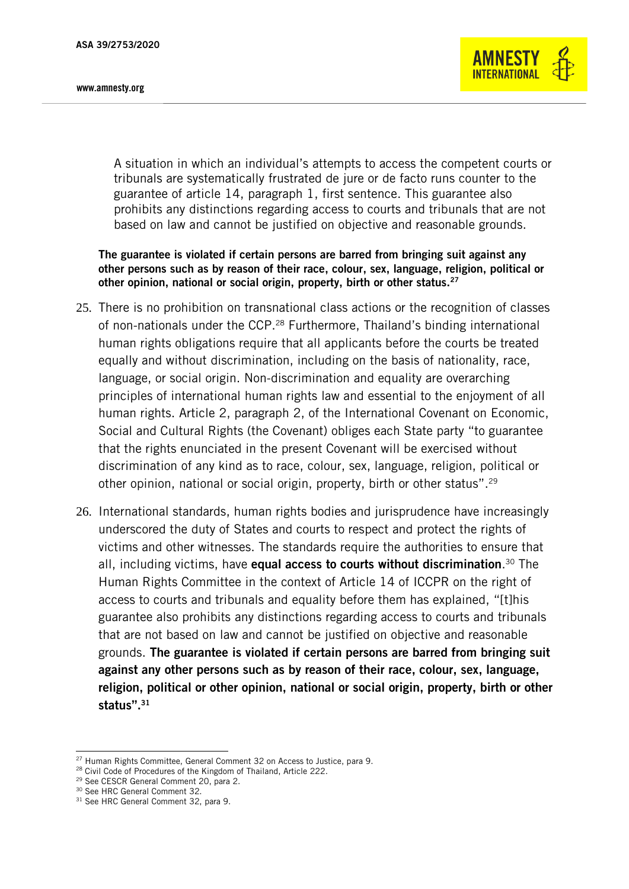> A situation in which an individual's attempts to access the competent courts or tribunals are systematically frustrated de jure or de facto runs counter to the guarantee of article 14, paragraph 1, first sentence. This guarantee also prohibits any distinctions regarding access to courts and tribunals that are not based on law and cannot be justified on objective and reasonable grounds.

**The guarantee is violated if certain persons are barred from bringing suit against any other persons such as by reason of their race, colour, sex, language, religion, political or other opinion, national or social origin, property, birth or other status.**[27]

25. There is no prohibition on transnational class actions or the recognition of classes of non-nationals under the CCP.[28] Furthermore, Thailand's binding international human rights obligations require that all applicants before the courts be treated equally and without discrimination, including on the basis of nationality, race, language, or social origin. Non-discrimination and equality are overarching principles of international human rights law and essential to the enjoyment of all human rights. Article 2, paragraph 2, of the International Covenant on Economic, Social and Cultural Rights (the Covenant) obliges each State party "to guarantee that the rights enunciated in the present Covenant will be exercised without discrimination of any kind as to race, colour, sex, language, religion, political or other opinion, national or social origin, property, birth or other status".[29]

26. International standards, human rights bodies and jurisprudence have increasingly underscored the duty of States and courts to respect and protect the rights of victims and other witnesses. The standards require the authorities to ensure that all, including victims, have **equal access to courts without discrimination**.[30] The Human Rights Committee in the context of Article 14 of ICCPR on the right of access to courts and tribunals and equality before them has explained, "[t]his guarantee also prohibits any distinctions regarding access to courts and tribunals that are not based on law and cannot be justified on objective and reasonable grounds. **The guarantee is violated if certain persons are barred from bringing suit against any other persons such as by reason of their race, colour, sex, language, religion, political or other opinion, national or social origin, property, birth or other status".**[31]

---

[27] Human Rights Committee, General Comment 32 on Access to Justice, para 9.

[28] Civil Code of Procedures of the Kingdom of Thailand, Article 222.

[29] See CESCR General Comment 20, para 2.

[30] See HRC General Comment 32.

[31] See HRC General Comment 32, para 9.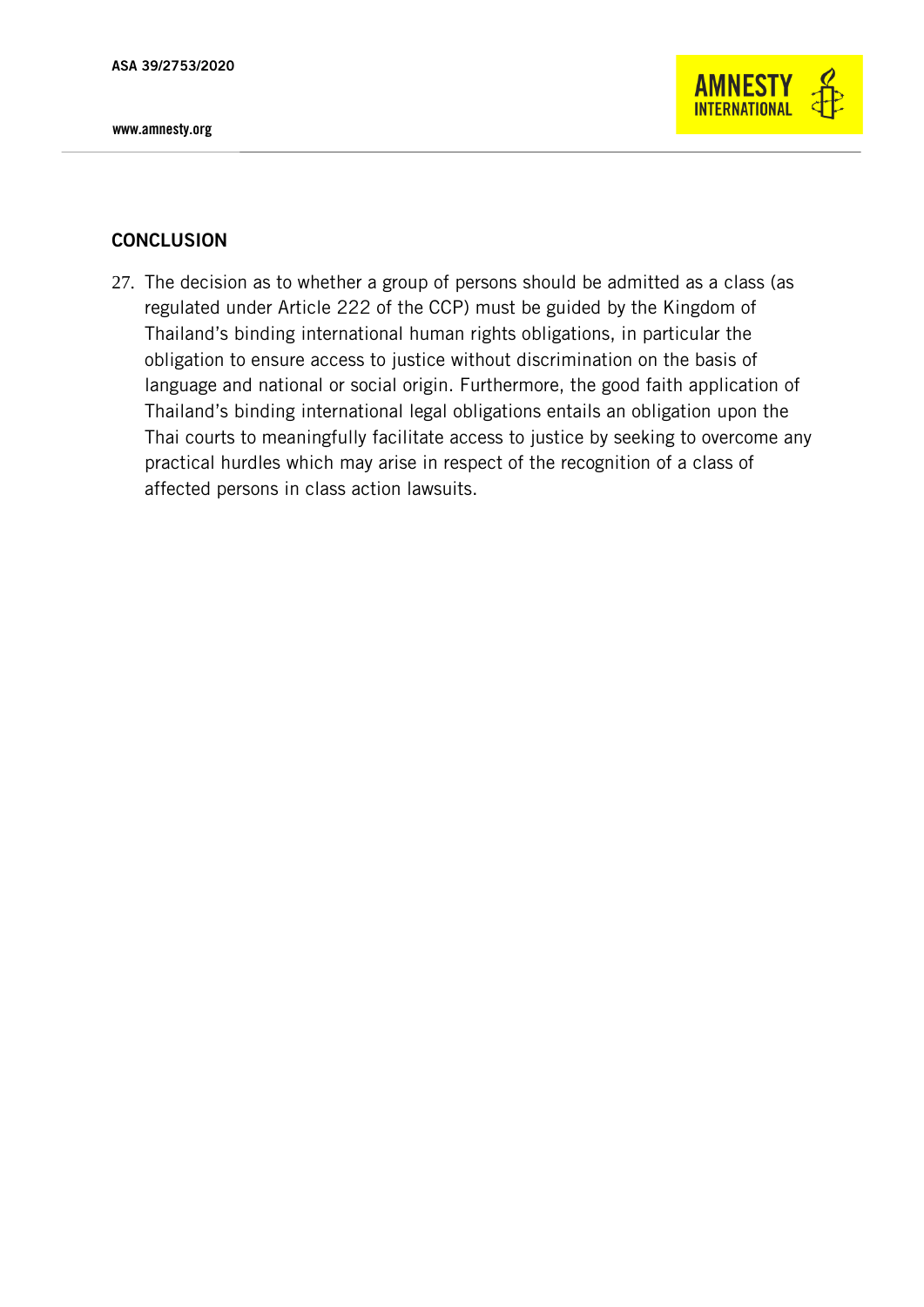## CONCLUSION

27. The decision as to whether a group of persons should be admitted as a class (as regulated under Article 222 of the CCP) must be guided by the Kingdom of Thailand's binding international human rights obligations, in particular the obligation to ensure access to justice without discrimination on the basis of language and national or social origin. Furthermore, the good faith application of Thailand's binding international legal obligations entails an obligation upon the Thai courts to meaningfully facilitate access to justice by seeking to overcome any practical hurdles which may arise in respect of the recognition of a class of affected persons in class action lawsuits.